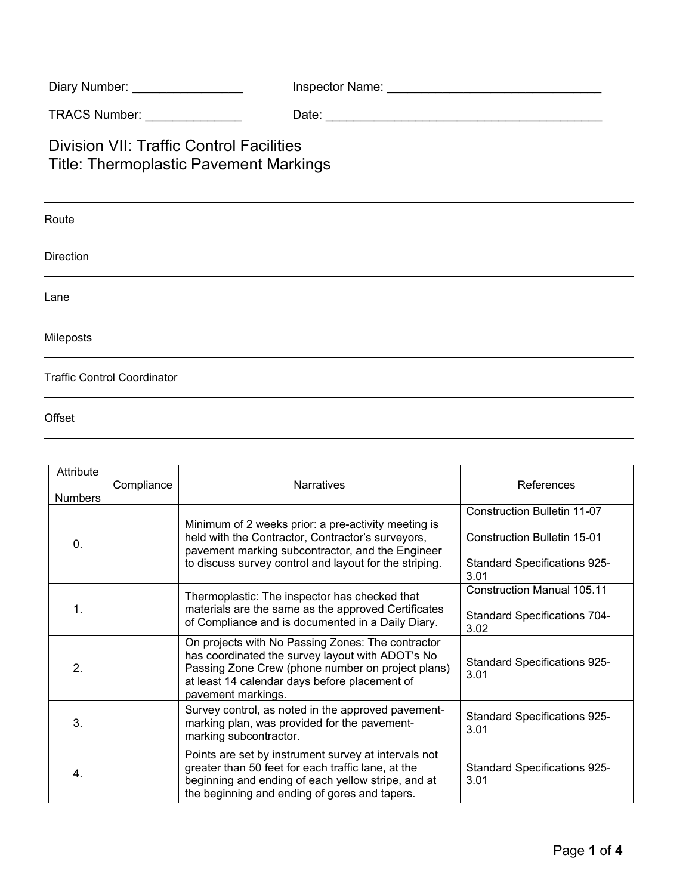Diary Number: ________________ Inspector Name: _______________________________

TRACS Number: ______________ Date: ________________________________________

# Division VII: Traffic Control Facilities
# Title: Thermoplastic Pavement Markings

| Route | |
|---|---|
| Direction | |
| Lane | |
| Mileposts | |
| Traffic Control Coordinator | |
| Offset | |

| Attribute Numbers | Compliance | Narratives | References |
|---|---|---|---|
| 0. | | Minimum of 2 weeks prior: a pre-activity meeting is held with the Contractor, Contractor's surveyors, pavement marking subcontractor, and the Engineer to discuss survey control and layout for the striping. | Construction Bulletin 11-07<br><br>Construction Bulletin 15-01<br><br>Standard Specifications 925-3.01 |
| 1. | | Thermoplastic: The inspector has checked that materials are the same as the approved Certificates of Compliance and is documented in a Daily Diary. | Construction Manual 105.11<br><br>Standard Specifications 704-3.02 |
| 2. | | On projects with No Passing Zones: The contractor has coordinated the survey layout with ADOT's No Passing Zone Crew (phone number on project plans) at least 14 calendar days before placement of pavement markings. | Standard Specifications 925-3.01 |
| 3. | | Survey control, as noted in the approved pavement-marking plan, was provided for the pavement-marking subcontractor. | Standard Specifications 925-3.01 |
| 4. | | Points are set by instrument survey at intervals not greater than 50 feet for each traffic lane, at the beginning and ending of each yellow stripe, and at the beginning and ending of gores and tapers. | Standard Specifications 925-3.01 |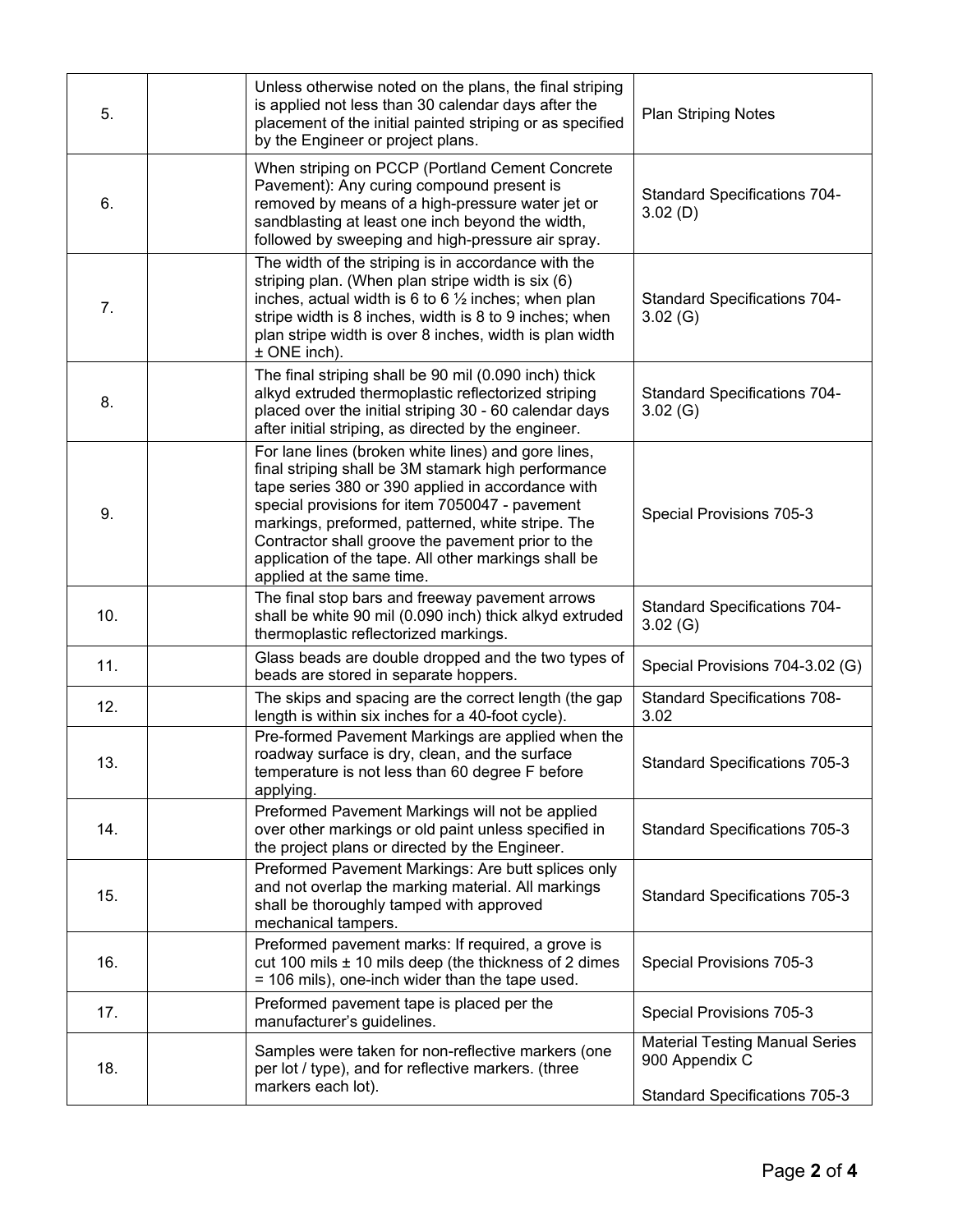| | | | |
|---|---|---|---|
| 5. | | Unless otherwise noted on the plans, the final striping is applied not less than 30 calendar days after the placement of the initial painted striping or as specified by the Engineer or project plans. | Plan Striping Notes |
| 6. | | When striping on PCCP (Portland Cement Concrete Pavement): Any curing compound present is removed by means of a high-pressure water jet or sandblasting at least one inch beyond the width, followed by sweeping and high-pressure air spray. | Standard Specifications 704-3.02 (D) |
| 7. | | The width of the striping is in accordance with the striping plan. (When plan stripe width is six (6) inches, actual width is 6 to 6 ½ inches; when plan stripe width is 8 inches, width is 8 to 9 inches; when plan stripe width is over 8 inches, width is plan width ± ONE inch). | Standard Specifications 704-3.02 (G) |
| 8. | | The final striping shall be 90 mil (0.090 inch) thick alkyd extruded thermoplastic reflectorized striping placed over the initial striping 30 - 60 calendar days after initial striping, as directed by the engineer. | Standard Specifications 704-3.02 (G) |
| 9. | | For lane lines (broken white lines) and gore lines, final striping shall be 3M stamark high performance tape series 380 or 390 applied in accordance with special provisions for item 7050047 - pavement markings, preformed, patterned, white stripe. The Contractor shall groove the pavement prior to the application of the tape. All other markings shall be applied at the same time. | Special Provisions 705-3 |
| 10. | | The final stop bars and freeway pavement arrows shall be white 90 mil (0.090 inch) thick alkyd extruded thermoplastic reflectorized markings. | Standard Specifications 704-3.02 (G) |
| 11. | | Glass beads are double dropped and the two types of beads are stored in separate hoppers. | Special Provisions 704-3.02 (G) |
| 12. | | The skips and spacing are the correct length (the gap length is within six inches for a 40-foot cycle). | Standard Specifications 708-3.02 |
| 13. | | Pre-formed Pavement Markings are applied when the roadway surface is dry, clean, and the surface temperature is not less than 60 degree F before applying. | Standard Specifications 705-3 |
| 14. | | Preformed Pavement Markings will not be applied over other markings or old paint unless specified in the project plans or directed by the Engineer. | Standard Specifications 705-3 |
| 15. | | Preformed Pavement Markings: Are butt splices only and not overlap the marking material. All markings shall be thoroughly tamped with approved mechanical tampers. | Standard Specifications 705-3 |
| 16. | | Preformed pavement marks: If required, a grove is cut 100 mils ± 10 mils deep (the thickness of 2 dimes = 106 mils), one-inch wider than the tape used. | Special Provisions 705-3 |
| 17. | | Preformed pavement tape is placed per the manufacturer's guidelines. | Special Provisions 705-3 |
| 18. | | Samples were taken for non-reflective markers (one per lot / type), and for reflective markers. (three markers each lot). | Material Testing Manual Series 900 Appendix C<br><br>Standard Specifications 705-3 |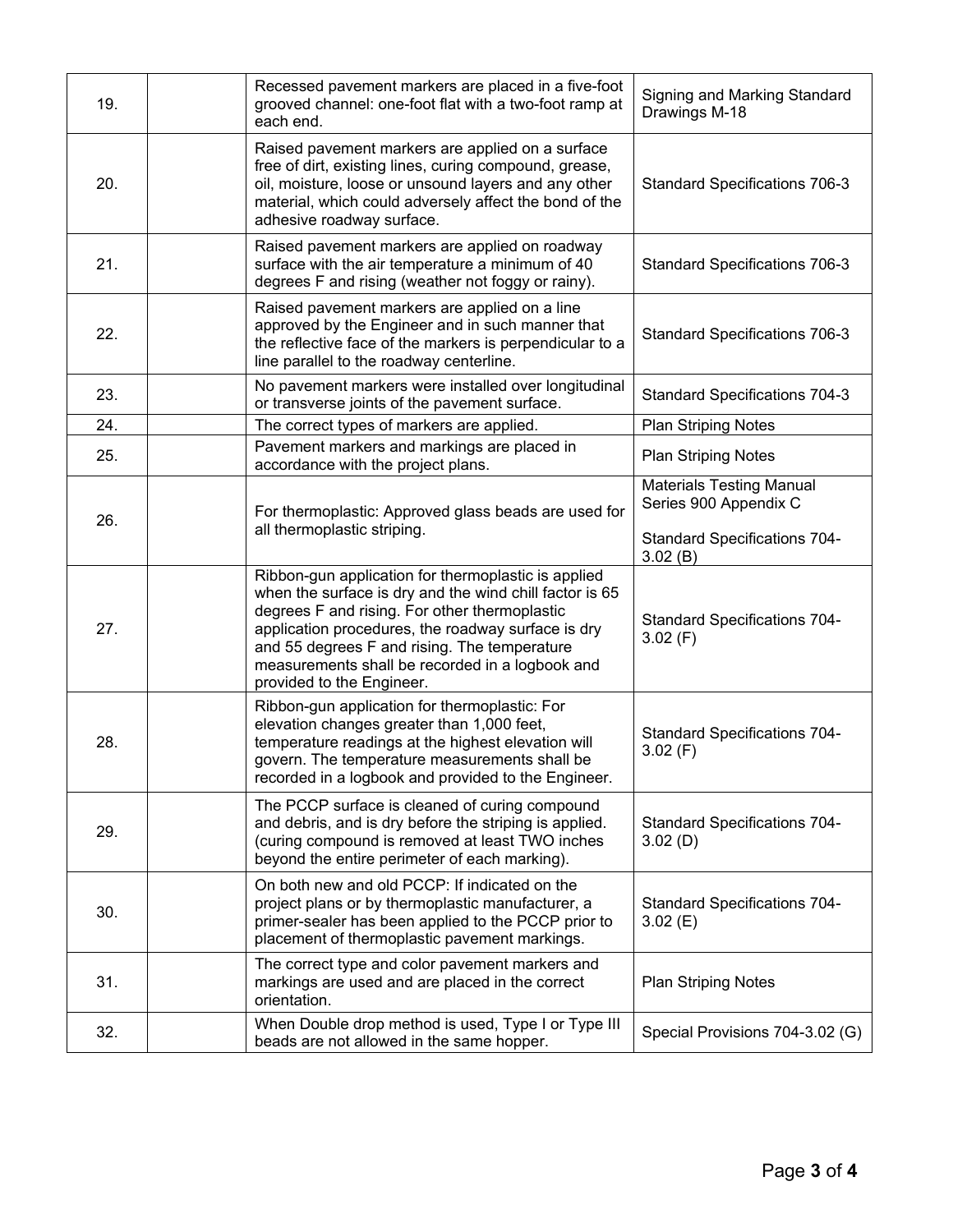| | | | |
|---|---|---|---|
| 19. | | Recessed pavement markers are placed in a five-foot grooved channel: one-foot flat with a two-foot ramp at each end. | Signing and Marking Standard Drawings M-18 |
| 20. | | Raised pavement markers are applied on a surface free of dirt, existing lines, curing compound, grease, oil, moisture, loose or unsound layers and any other material, which could adversely affect the bond of the adhesive roadway surface. | Standard Specifications 706-3 |
| 21. | | Raised pavement markers are applied on roadway surface with the air temperature a minimum of 40 degrees F and rising (weather not foggy or rainy). | Standard Specifications 706-3 |
| 22. | | Raised pavement markers are applied on a line approved by the Engineer and in such manner that the reflective face of the markers is perpendicular to a line parallel to the roadway centerline. | Standard Specifications 706-3 |
| 23. | | No pavement markers were installed over longitudinal or transverse joints of the pavement surface. | Standard Specifications 704-3 |
| 24. | | The correct types of markers are applied. | Plan Striping Notes |
| 25. | | Pavement markers and markings are placed in accordance with the project plans. | Plan Striping Notes |
| 26. | | For thermoplastic: Approved glass beads are used for all thermoplastic striping. | Materials Testing Manual Series 900 Appendix C<br><br>Standard Specifications 704-3.02 (B) |
| 27. | | Ribbon-gun application for thermoplastic is applied when the surface is dry and the wind chill factor is 65 degrees F and rising. For other thermoplastic application procedures, the roadway surface is dry and 55 degrees F and rising. The temperature measurements shall be recorded in a logbook and provided to the Engineer. | Standard Specifications 704-3.02 (F) |
| 28. | | Ribbon-gun application for thermoplastic: For elevation changes greater than 1,000 feet, temperature readings at the highest elevation will govern. The temperature measurements shall be recorded in a logbook and provided to the Engineer. | Standard Specifications 704-3.02 (F) |
| 29. | | The PCCP surface is cleaned of curing compound and debris, and is dry before the striping is applied. (curing compound is removed at least TWO inches beyond the entire perimeter of each marking). | Standard Specifications 704-3.02 (D) |
| 30. | | On both new and old PCCP: If indicated on the project plans or by thermoplastic manufacturer, a primer-sealer has been applied to the PCCP prior to placement of thermoplastic pavement markings. | Standard Specifications 704-3.02 (E) |
| 31. | | The correct type and color pavement markers and markings are used and are placed in the correct orientation. | Plan Striping Notes |
| 32. | | When Double drop method is used, Type I or Type III beads are not allowed in the same hopper. | Special Provisions 704-3.02 (G) |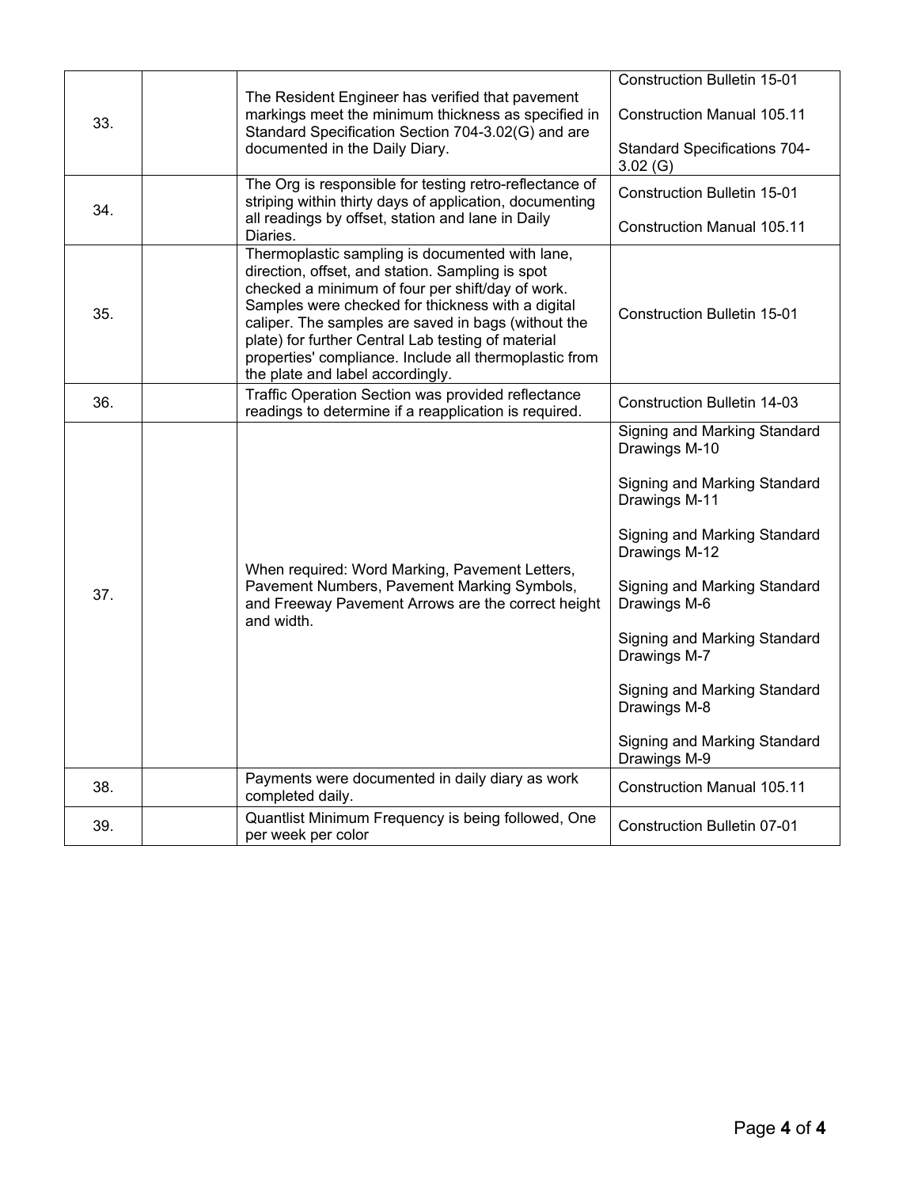| | | | |
|---|---|---|---|
| 33. | | The Resident Engineer has verified that pavement markings meet the minimum thickness as specified in Standard Specification Section 704-3.02(G) and are documented in the Daily Diary. | Construction Bulletin 15-01<br><br>Construction Manual 105.11<br><br>Standard Specifications 704-3.02 (G) |
| 34. | | The Org is responsible for testing retro-reflectance of striping within thirty days of application, documenting all readings by offset, station and lane in Daily Diaries. | Construction Bulletin 15-01<br><br>Construction Manual 105.11 |
| 35. | | Thermoplastic sampling is documented with lane, direction, offset, and station. Sampling is spot checked a minimum of four per shift/day of work. Samples were checked for thickness with a digital caliper. The samples are saved in bags (without the plate) for further Central Lab testing of material properties' compliance. Include all thermoplastic from the plate and label accordingly. | Construction Bulletin 15-01 |
| 36. | | Traffic Operation Section was provided reflectance readings to determine if a reapplication is required. | Construction Bulletin 14-03 |
| 37. | | When required: Word Marking, Pavement Letters, Pavement Numbers, Pavement Marking Symbols, and Freeway Pavement Arrows are the correct height and width. | Signing and Marking Standard Drawings M-10<br><br>Signing and Marking Standard Drawings M-11<br><br>Signing and Marking Standard Drawings M-12<br><br>Signing and Marking Standard Drawings M-6<br><br>Signing and Marking Standard Drawings M-7<br><br>Signing and Marking Standard Drawings M-8<br><br>Signing and Marking Standard Drawings M-9 |
| 38. | | Payments were documented in daily diary as work completed daily. | Construction Manual 105.11 |
| 39. | | Quantlist Minimum Frequency is being followed, One per week per color | Construction Bulletin 07-01 |